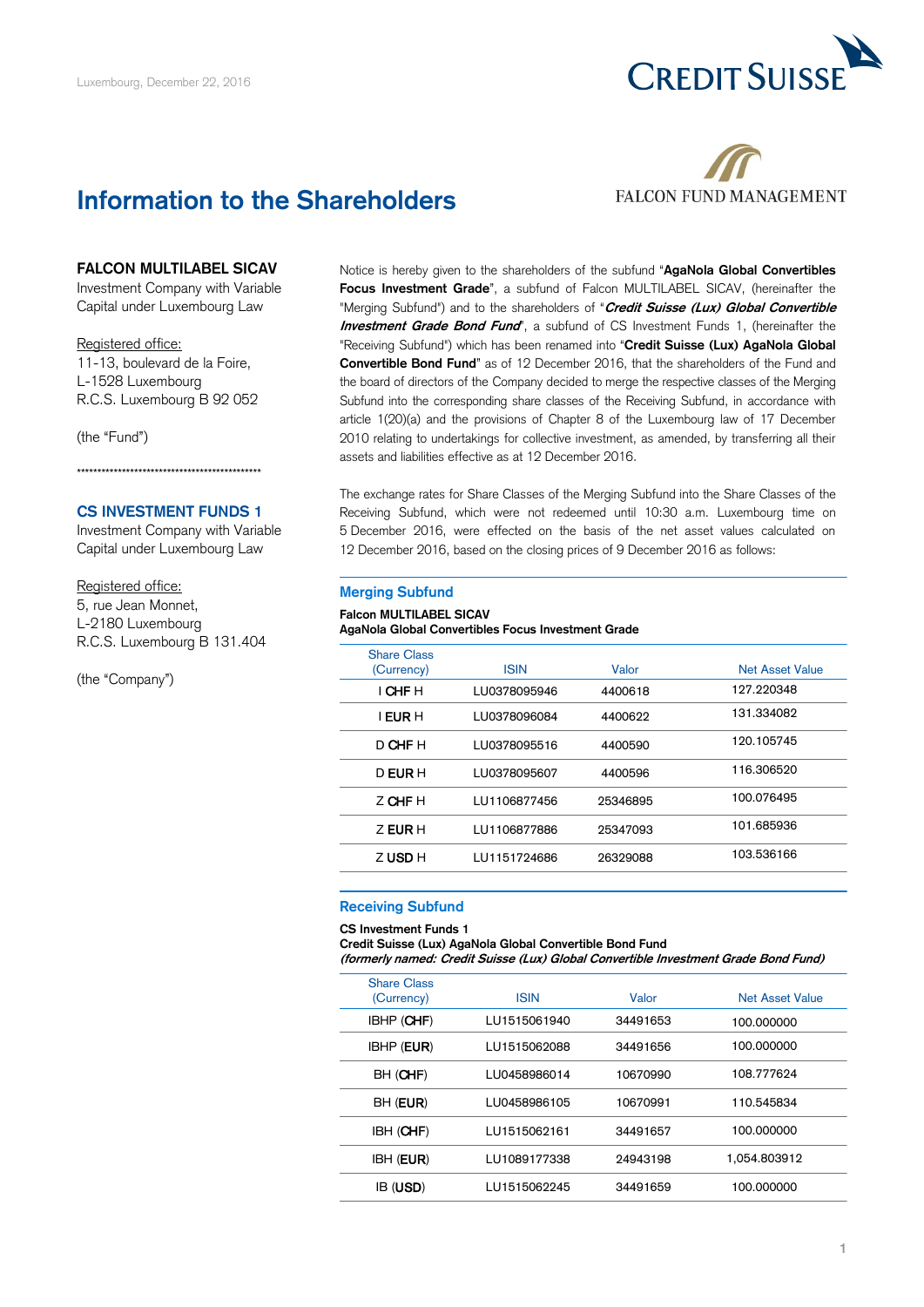Luxembourg, December 22, 2016

CREDIT SUISSE

FALCON FUND MANAGEMENT

# Information to the Shareholders

**FALCON MULTILABEL SICAV**
Investment Company with Variable Capital under Luxembourg Law

Registered office:
11-13, boulevard de la Foire,
L-1528 Luxembourg
R.C.S. Luxembourg B 92 052

(the "Fund")

\*\*\*\*\*\*\*\*\*\*\*\*\*\*\*\*\*\*\*\*\*\*\*\*\*\*\*\*\*\*\*\*\*\*\*\*\*\*\*\*\*\*\*\*\*\*\*\*

**CS INVESTMENT FUNDS 1**
Investment Company with Variable Capital under Luxembourg Law

Registered office:
5, rue Jean Monnet,
L-2180 Luxembourg
R.C.S. Luxembourg B 131.404

(the "Company")

Notice is hereby given to the shareholders of the subfund "**AgaNola Global Convertibles Focus Investment Grade**", a subfund of Falcon MULTILABEL SICAV, (hereinafter the "Merging Subfund") and to the shareholders of "***Credit Suisse (Lux) Global Convertible Investment Grade Bond Fund***", a subfund of CS Investment Funds 1, (hereinafter the "Receiving Subfund") which has been renamed into "**Credit Suisse (Lux) AgaNola Global Convertible Bond Fund**" as of 12 December 2016, that the shareholders of the Fund and the board of directors of the Company decided to merge the respective classes of the Merging Subfund into the corresponding share classes of the Receiving Subfund, in accordance with article 1(20)(a) and the provisions of Chapter 8 of the Luxembourg law of 17 December 2010 relating to undertakings for collective investment, as amended, by transferring all their assets and liabilities effective as at 12 December 2016.

The exchange rates for Share Classes of the Merging Subfund into the Share Classes of the Receiving Subfund, which were not redeemed until 10:30 a.m. Luxembourg time on 5 December 2016, were effected on the basis of the net asset values calculated on 12 December 2016, based on the closing prices of 9 December 2016 as follows:

## Merging Subfund

**Falcon MULTILABEL SICAV**
**AgaNola Global Convertibles Focus Investment Grade**

| Share Class (Currency) | ISIN | Valor | Net Asset Value |
|---|---|---|---|
| I **CHF** H | LU0378095946 | 4400618 | 127.220348 |
| I **EUR** H | LU0378096084 | 4400622 | 131.334082 |
| D **CHF** H | LU0378095516 | 4400590 | 120.105745 |
| D **EUR** H | LU0378095607 | 4400596 | 116.306520 |
| Z **CHF** H | LU1106877456 | 25346895 | 100.076495 |
| Z **EUR** H | LU1106877886 | 25347093 | 101.685936 |
| Z **USD** H | LU1151724686 | 26329088 | 103.536166 |

## Receiving Subfund

**CS Investment Funds 1**
**Credit Suisse (Lux) AgaNola Global Convertible Bond Fund**
***(formerly named: Credit Suisse (Lux) Global Convertible Investment Grade Bond Fund)***

| Share Class (Currency) | ISIN | Valor | Net Asset Value |
|---|---|---|---|
| IBHP (**CHF**) | LU1515061940 | 34491653 | 100.000000 |
| IBHP (**EUR**) | LU1515062088 | 34491656 | 100.000000 |
| BH (**CHF**) | LU0458986014 | 10670990 | 108.777624 |
| BH (**EUR**) | LU0458986105 | 10670991 | 110.545834 |
| IBH (**CHF**) | LU1515062161 | 34491657 | 100.000000 |
| IBH (**EUR**) | LU1089177338 | 24943198 | 1,054.803912 |
| IB (**USD**) | LU1515062245 | 34491659 | 100.000000 |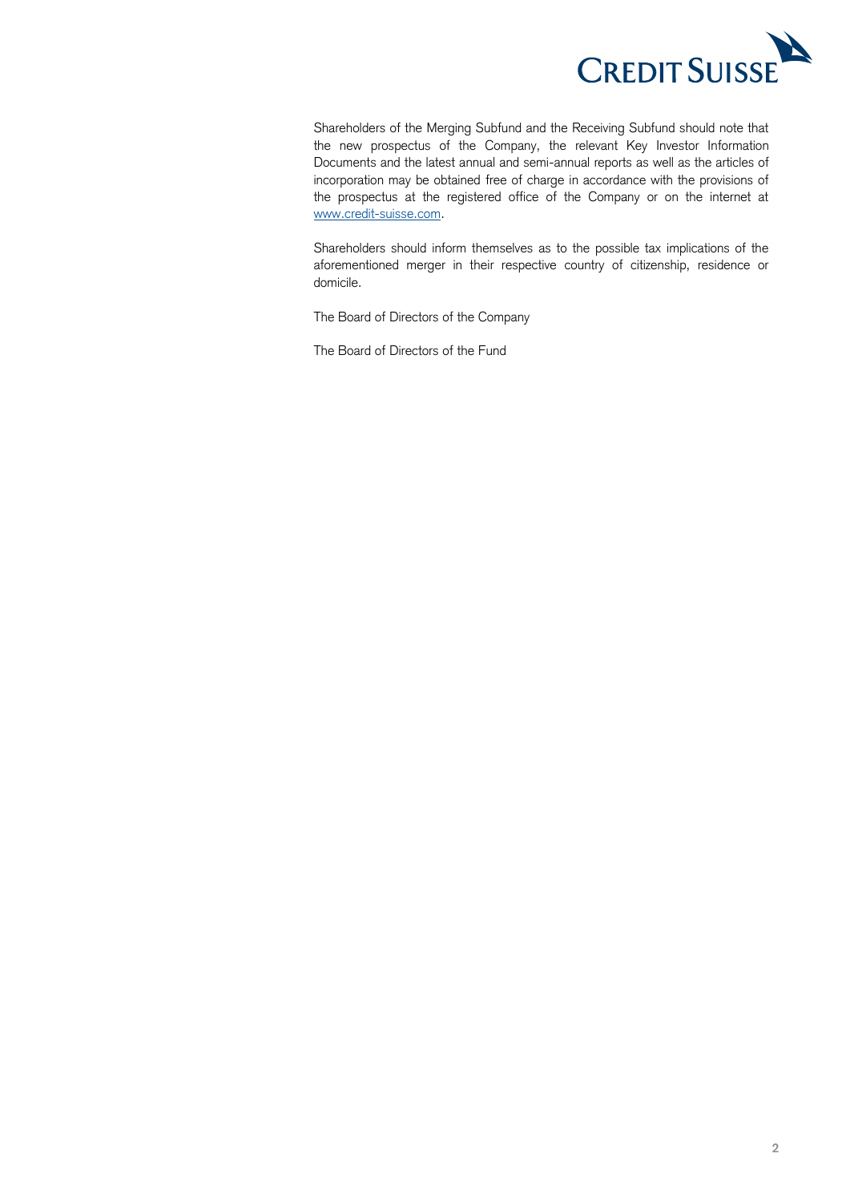Shareholders of the Merging Subfund and the Receiving Subfund should note that the new prospectus of the Company, the relevant Key Investor Information Documents and the latest annual and semi-annual reports as well as the articles of incorporation may be obtained free of charge in accordance with the provisions of the prospectus at the registered office of the Company or on the internet at www.credit-suisse.com.

Shareholders should inform themselves as to the possible tax implications of the aforementioned merger in their respective country of citizenship, residence or domicile.

The Board of Directors of the Company

The Board of Directors of the Fund